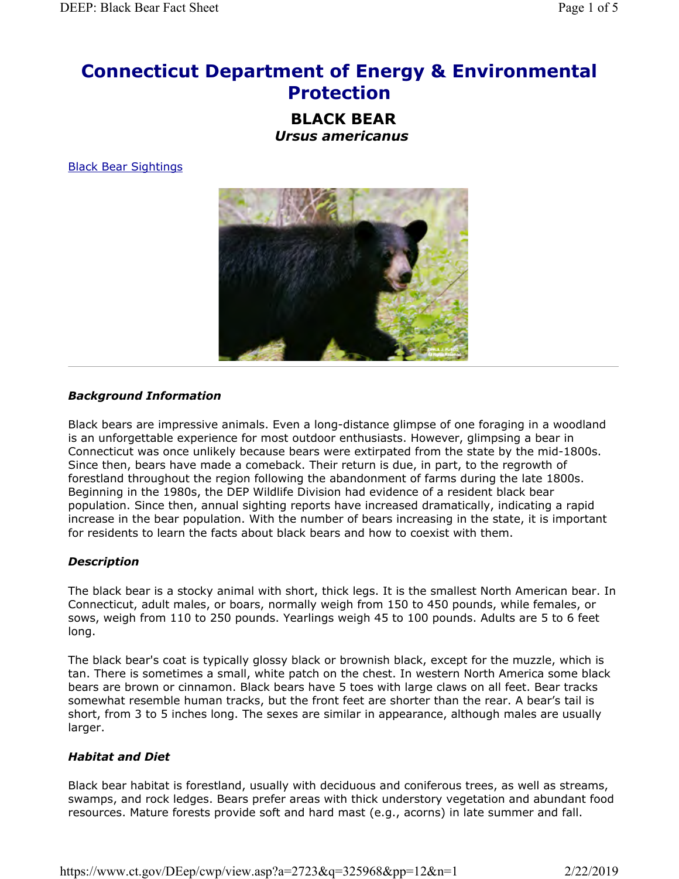# Connecticut Department of Energy & Environmental Protection

## BLACK BEAR

### *Ursus americanus*

Black Bear Sightings

---

***Background Information***

Black bears are impressive animals. Even a long-distance glimpse of one foraging in a woodland is an unforgettable experience for most outdoor enthusiasts. However, glimpsing a bear in Connecticut was once unlikely because bears were extirpated from the state by the mid-1800s. Since then, bears have made a comeback. Their return is due, in part, to the regrowth of forestland throughout the region following the abandonment of farms during the late 1800s. Beginning in the 1980s, the DEP Wildlife Division had evidence of a resident black bear population. Since then, annual sighting reports have increased dramatically, indicating a rapid increase in the bear population. With the number of bears increasing in the state, it is important for residents to learn the facts about black bears and how to coexist with them.

***Description***

The black bear is a stocky animal with short, thick legs. It is the smallest North American bear. In Connecticut, adult males, or boars, normally weigh from 150 to 450 pounds, while females, or sows, weigh from 110 to 250 pounds. Yearlings weigh 45 to 100 pounds. Adults are 5 to 6 feet long.

The black bear's coat is typically glossy black or brownish black, except for the muzzle, which is tan. There is sometimes a small, white patch on the chest. In western North America some black bears are brown or cinnamon. Black bears have 5 toes with large claws on all feet. Bear tracks somewhat resemble human tracks, but the front feet are shorter than the rear. A bear's tail is short, from 3 to 5 inches long. The sexes are similar in appearance, although males are usually larger.

***Habitat and Diet***

Black bear habitat is forestland, usually with deciduous and coniferous trees, as well as streams, swamps, and rock ledges. Bears prefer areas with thick understory vegetation and abundant food resources. Mature forests provide soft and hard mast (e.g., acorns) in late summer and fall.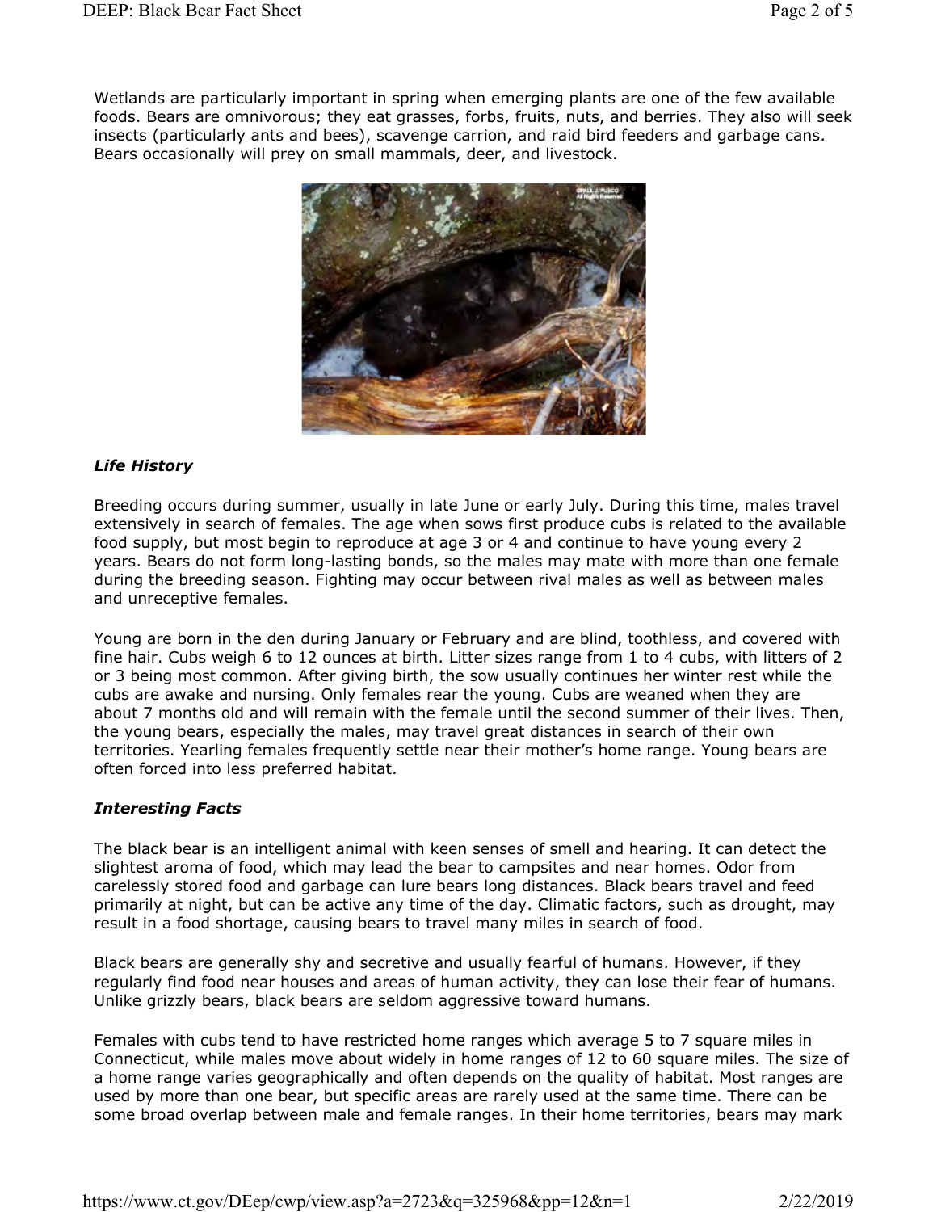Wetlands are particularly important in spring when emerging plants are one of the few available foods. Bears are omnivorous; they eat grasses, forbs, fruits, nuts, and berries. They also will seek insects (particularly ants and bees), scavenge carrion, and raid bird feeders and garbage cans. Bears occasionally will prey on small mammals, deer, and livestock.

### *Life History*

Breeding occurs during summer, usually in late June or early July. During this time, males travel extensively in search of females. The age when sows first produce cubs is related to the available food supply, but most begin to reproduce at age 3 or 4 and continue to have young every 2 years. Bears do not form long-lasting bonds, so the males may mate with more than one female during the breeding season. Fighting may occur between rival males as well as between males and unreceptive females.

Young are born in the den during January or February and are blind, toothless, and covered with fine hair. Cubs weigh 6 to 12 ounces at birth. Litter sizes range from 1 to 4 cubs, with litters of 2 or 3 being most common. After giving birth, the sow usually continues her winter rest while the cubs are awake and nursing. Only females rear the young. Cubs are weaned when they are about 7 months old and will remain with the female until the second summer of their lives. Then, the young bears, especially the males, may travel great distances in search of their own territories. Yearling females frequently settle near their mother's home range. Young bears are often forced into less preferred habitat.

### *Interesting Facts*

The black bear is an intelligent animal with keen senses of smell and hearing. It can detect the slightest aroma of food, which may lead the bear to campsites and near homes. Odor from carelessly stored food and garbage can lure bears long distances. Black bears travel and feed primarily at night, but can be active any time of the day. Climatic factors, such as drought, may result in a food shortage, causing bears to travel many miles in search of food.

Black bears are generally shy and secretive and usually fearful of humans. However, if they regularly find food near houses and areas of human activity, they can lose their fear of humans. Unlike grizzly bears, black bears are seldom aggressive toward humans.

Females with cubs tend to have restricted home ranges which average 5 to 7 square miles in Connecticut, while males move about widely in home ranges of 12 to 60 square miles. The size of a home range varies geographically and often depends on the quality of habitat. Most ranges are used by more than one bear, but specific areas are rarely used at the same time. There can be some broad overlap between male and female ranges. In their home territories, bears may mark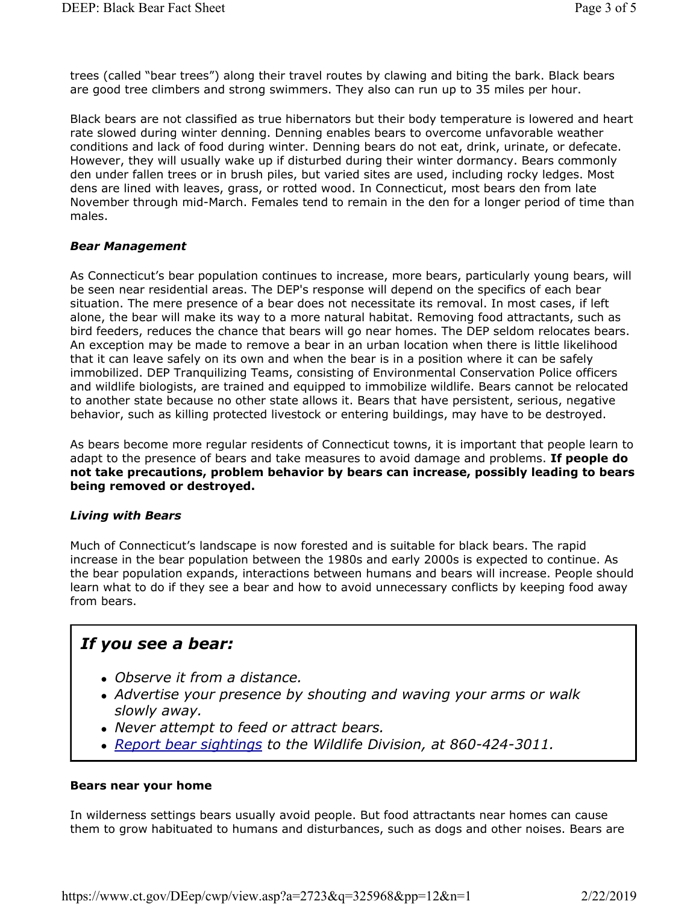trees (called "bear trees") along their travel routes by clawing and biting the bark. Black bears are good tree climbers and strong swimmers. They also can run up to 35 miles per hour.

Black bears are not classified as true hibernators but their body temperature is lowered and heart rate slowed during winter denning. Denning enables bears to overcome unfavorable weather conditions and lack of food during winter. Denning bears do not eat, drink, urinate, or defecate. However, they will usually wake up if disturbed during their winter dormancy. Bears commonly den under fallen trees or in brush piles, but varied sites are used, including rocky ledges. Most dens are lined with leaves, grass, or rotted wood. In Connecticut, most bears den from late November through mid-March. Females tend to remain in the den for a longer period of time than males.

### *Bear Management*

As Connecticut's bear population continues to increase, more bears, particularly young bears, will be seen near residential areas. The DEP's response will depend on the specifics of each bear situation. The mere presence of a bear does not necessitate its removal. In most cases, if left alone, the bear will make its way to a more natural habitat. Removing food attractants, such as bird feeders, reduces the chance that bears will go near homes. The DEP seldom relocates bears. An exception may be made to remove a bear in an urban location when there is little likelihood that it can leave safely on its own and when the bear is in a position where it can be safely immobilized. DEP Tranquilizing Teams, consisting of Environmental Conservation Police officers and wildlife biologists, are trained and equipped to immobilize wildlife. Bears cannot be relocated to another state because no other state allows it. Bears that have persistent, serious, negative behavior, such as killing protected livestock or entering buildings, may have to be destroyed.

As bears become more regular residents of Connecticut towns, it is important that people learn to adapt to the presence of bears and take measures to avoid damage and problems. **If people do not take precautions, problem behavior by bears can increase, possibly leading to bears being removed or destroyed.**

### *Living with Bears*

Much of Connecticut's landscape is now forested and is suitable for black bears. The rapid increase in the bear population between the 1980s and early 2000s is expected to continue. As the bear population expands, interactions between humans and bears will increase. People should learn what to do if they see a bear and how to avoid unnecessary conflicts by keeping food away from bears.

## *If you see a bear:*

- *Observe it from a distance.*
- *Advertise your presence by shouting and waving your arms or walk slowly away.*
- *Never attempt to feed or attract bears.*
- *Report bear sightings to the Wildlife Division, at 860-424-3011.*

#### **Bears near your home**

In wilderness settings bears usually avoid people. But food attractants near homes can cause them to grow habituated to humans and disturbances, such as dogs and other noises. Bears are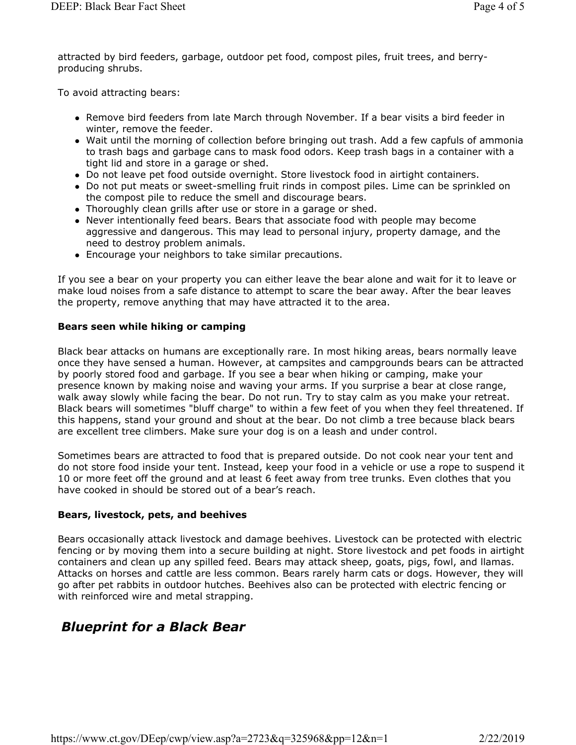attracted by bird feeders, garbage, outdoor pet food, compost piles, fruit trees, and berry-producing shrubs.

To avoid attracting bears:

- Remove bird feeders from late March through November. If a bear visits a bird feeder in winter, remove the feeder.
- Wait until the morning of collection before bringing out trash. Add a few capfuls of ammonia to trash bags and garbage cans to mask food odors. Keep trash bags in a container with a tight lid and store in a garage or shed.
- Do not leave pet food outside overnight. Store livestock food in airtight containers.
- Do not put meats or sweet-smelling fruit rinds in compost piles. Lime can be sprinkled on the compost pile to reduce the smell and discourage bears.
- Thoroughly clean grills after use or store in a garage or shed.
- Never intentionally feed bears. Bears that associate food with people may become aggressive and dangerous. This may lead to personal injury, property damage, and the need to destroy problem animals.
- Encourage your neighbors to take similar precautions.

If you see a bear on your property you can either leave the bear alone and wait for it to leave or make loud noises from a safe distance to attempt to scare the bear away. After the bear leaves the property, remove anything that may have attracted it to the area.

**Bears seen while hiking or camping**

Black bear attacks on humans are exceptionally rare. In most hiking areas, bears normally leave once they have sensed a human. However, at campsites and campgrounds bears can be attracted by poorly stored food and garbage. If you see a bear when hiking or camping, make your presence known by making noise and waving your arms. If you surprise a bear at close range, walk away slowly while facing the bear. Do not run. Try to stay calm as you make your retreat. Black bears will sometimes "bluff charge" to within a few feet of you when they feel threatened. If this happens, stand your ground and shout at the bear. Do not climb a tree because black bears are excellent tree climbers. Make sure your dog is on a leash and under control.

Sometimes bears are attracted to food that is prepared outside. Do not cook near your tent and do not store food inside your tent. Instead, keep your food in a vehicle or use a rope to suspend it 10 or more feet off the ground and at least 6 feet away from tree trunks. Even clothes that you have cooked in should be stored out of a bear's reach.

**Bears, livestock, pets, and beehives**

Bears occasionally attack livestock and damage beehives. Livestock can be protected with electric fencing or by moving them into a secure building at night. Store livestock and pet foods in airtight containers and clean up any spilled feed. Bears may attack sheep, goats, pigs, fowl, and llamas. Attacks on horses and cattle are less common. Bears rarely harm cats or dogs. However, they will go after pet rabbits in outdoor hutches. Beehives also can be protected with electric fencing or with reinforced wire and metal strapping.

## *Blueprint for a Black Bear*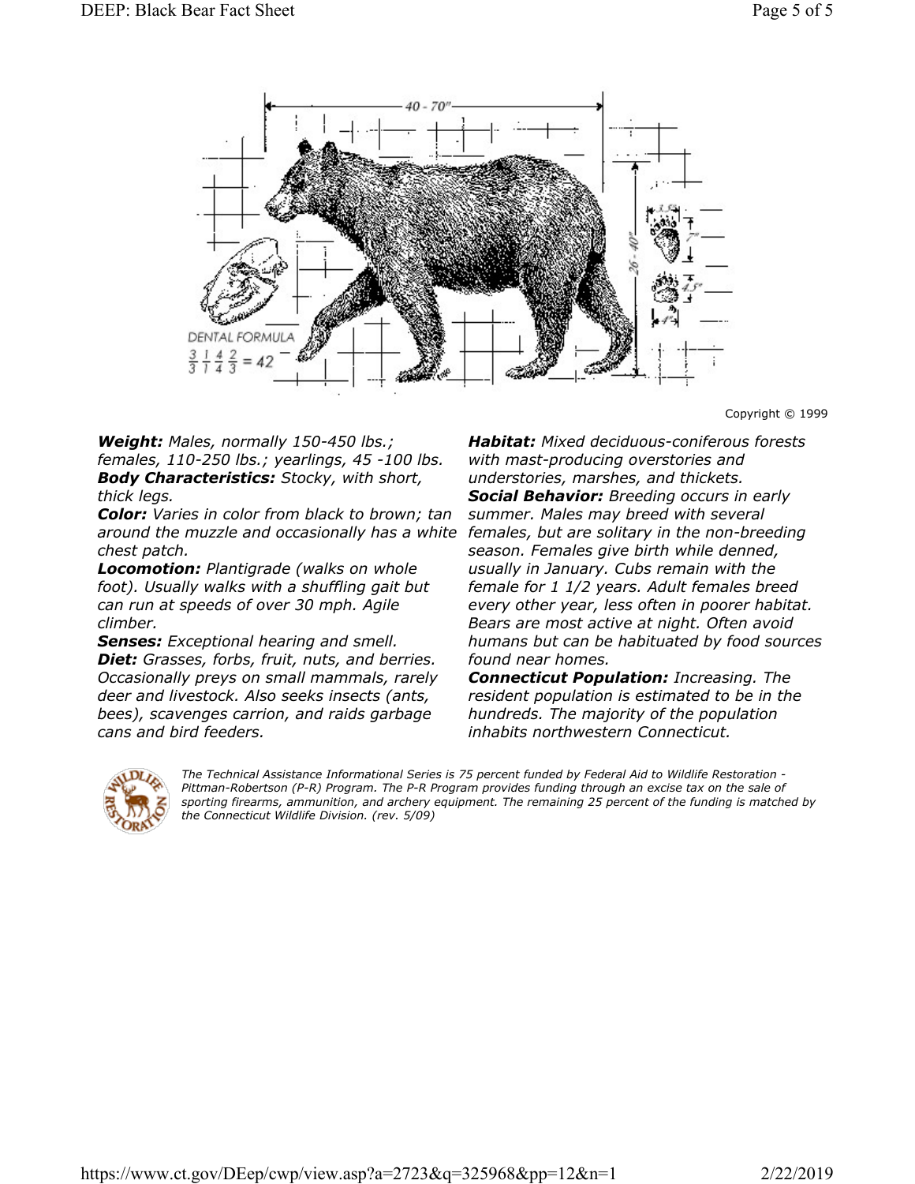DENTAL FORMULA

$\frac{3}{3}\frac{1}{1}\frac{4}{4}\frac{2}{3} = 42$

40 - 70"

26 - 40"

Copyright © 1999

***Weight:*** *Males, normally 150-450 lbs.; females, 110-250 lbs.; yearlings, 45 -100 lbs.*
***Body Characteristics:*** *Stocky, with short, thick legs.*
***Color:*** *Varies in color from black to brown; tan around the muzzle and occasionally has a white chest patch.*
***Locomotion:*** *Plantigrade (walks on whole foot). Usually walks with a shuffling gait but can run at speeds of over 30 mph. Agile climber.*
***Senses:*** *Exceptional hearing and smell.*
***Diet:*** *Grasses, forbs, fruit, nuts, and berries. Occasionally preys on small mammals, rarely deer and livestock. Also seeks insects (ants, bees), scavenges carrion, and raids garbage cans and bird feeders.*
***Habitat:*** *Mixed deciduous-coniferous forests with mast-producing overstories and understories, marshes, and thickets.*
***Social Behavior:*** *Breeding occurs in early summer. Males may breed with several females, but are solitary in the non-breeding season. Females give birth while denned, usually in January. Cubs remain with the female for 1 1/2 years. Adult females breed every other year, less often in poorer habitat. Bears are most active at night. Often avoid humans but can be habituated by food sources found near homes.*
***Connecticut Population:*** *Increasing. The resident population is estimated to be in the hundreds. The majority of the population inhabits northwestern Connecticut.*

*The Technical Assistance Informational Series is 75 percent funded by Federal Aid to Wildlife Restoration - Pittman-Robertson (P-R) Program. The P-R Program provides funding through an excise tax on the sale of sporting firearms, ammunition, and archery equipment. The remaining 25 percent of the funding is matched by the Connecticut Wildlife Division. (rev. 5/09)*